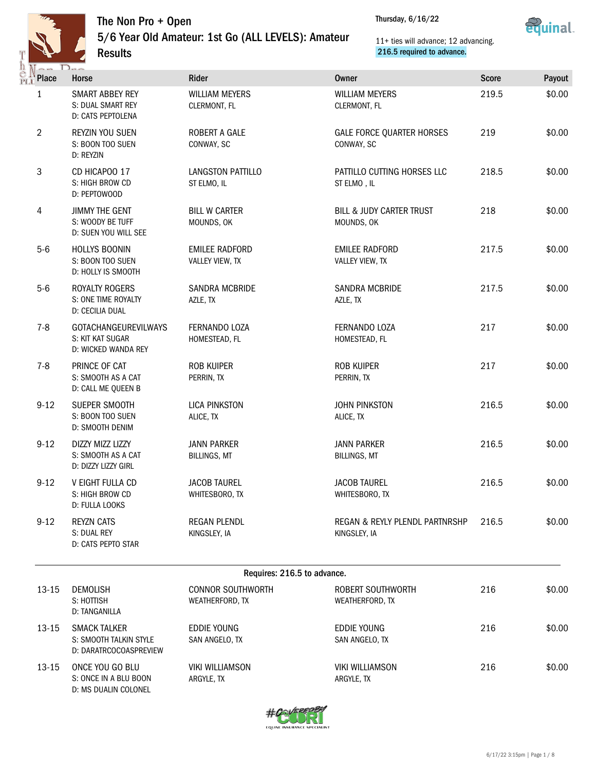# The Non Pro + Open

## 5/6 Year Old Amateur: 1st Go (ALL LEVELS): Amateur

## Results

Thursday, 6/16/22

11+ ties will advance; 12 advancing.

216.5 required to advance.

| Place | Horse | Rider | Owner | Score | Payout |
|---|---|---|---|---|---|
| 1 | SMART ABBEY REY<br>S: DUAL SMART REY<br>D: CATS PEPTOLENA | WILLIAM MEYERS<br>CLERMONT, FL | WILLIAM MEYERS<br>CLERMONT, FL | 219.5 | $0.00 |
| 2 | REYZIN YOU SUEN<br>S: BOON TOO SUEN<br>D: REYZIN | ROBERT A GALE<br>CONWAY, SC | GALE FORCE QUARTER HORSES<br>CONWAY, SC | 219 | $0.00 |
| 3 | CD HICAPOO 17<br>S: HIGH BROW CD<br>D: PEPTOWOOD | LANGSTON PATTILLO<br>ST ELMO, IL | PATTILLO CUTTING HORSES LLC<br>ST ELMO , IL | 218.5 | $0.00 |
| 4 | JIMMY THE GENT<br>S: WOODY BE TUFF<br>D: SUEN YOU WILL SEE | BILL W CARTER<br>MOUNDS, OK | BILL & JUDY CARTER TRUST<br>MOUNDS, OK | 218 | $0.00 |
| 5-6 | HOLLYS BOONIN<br>S: BOON TOO SUEN<br>D: HOLLY IS SMOOTH | EMILEE RADFORD<br>VALLEY VIEW, TX | EMILEE RADFORD<br>VALLEY VIEW, TX | 217.5 | $0.00 |
| 5-6 | ROYALTY ROGERS<br>S: ONE TIME ROYALTY<br>D: CECILIA DUAL | SANDRA MCBRIDE<br>AZLE, TX | SANDRA MCBRIDE<br>AZLE, TX | 217.5 | $0.00 |
| 7-8 | GOTACHANGEUREVILWAYS<br>S: KIT KAT SUGAR<br>D: WICKED WANDA REY | FERNANDO LOZA<br>HOMESTEAD, FL | FERNANDO LOZA<br>HOMESTEAD, FL | 217 | $0.00 |
| 7-8 | PRINCE OF CAT<br>S: SMOOTH AS A CAT<br>D: CALL ME QUEEN B | ROB KUIPER<br>PERRIN, TX | ROB KUIPER<br>PERRIN, TX | 217 | $0.00 |
| 9-12 | SUEPER SMOOTH<br>S: BOON TOO SUEN<br>D: SMOOTH DENIM | LICA PINKSTON<br>ALICE, TX | JOHN PINKSTON<br>ALICE, TX | 216.5 | $0.00 |
| 9-12 | DIZZY MIZZ LIZZY<br>S: SMOOTH AS A CAT<br>D: DIZZY LIZZY GIRL | JANN PARKER<br>BILLINGS, MT | JANN PARKER<br>BILLINGS, MT | 216.5 | $0.00 |
| 9-12 | V EIGHT FULLA CD<br>S: HIGH BROW CD<br>D: FULLA LOOKS | JACOB TAUREL<br>WHITESBORO, TX | JACOB TAUREL<br>WHITESBORO, TX | 216.5 | $0.00 |
| 9-12 | REYZN CATS<br>S: DUAL REY<br>D: CATS PEPTO STAR | REGAN PLENDL<br>KINGSLEY, IA | REGAN & REYLY PLENDL PARTNRSHP<br>KINGSLEY, IA | 216.5 | $0.00 |
| | | Requires: 216.5 to advance. | | | |
| 13-15 | DEMOLISH<br>S: HOTTISH<br>D: TANGANILLA | CONNOR SOUTHWORTH<br>WEATHERFORD, TX | ROBERT SOUTHWORTH<br>WEATHERFORD, TX | 216 | $0.00 |
| 13-15 | SMACK TALKER<br>S: SMOOTH TALKIN STYLE<br>D: DARATRCOCOASPREVIEW | EDDIE YOUNG<br>SAN ANGELO, TX | EDDIE YOUNG<br>SAN ANGELO, TX | 216 | $0.00 |
| 13-15 | ONCE YOU GO BLU<br>S: ONCE IN A BLU BOON<br>D: MS DUALIN COLONEL | VIKI WILLIAMSON<br>ARGYLE, TX | VIKI WILLIAMSON<br>ARGYLE, TX | 216 | $0.00 |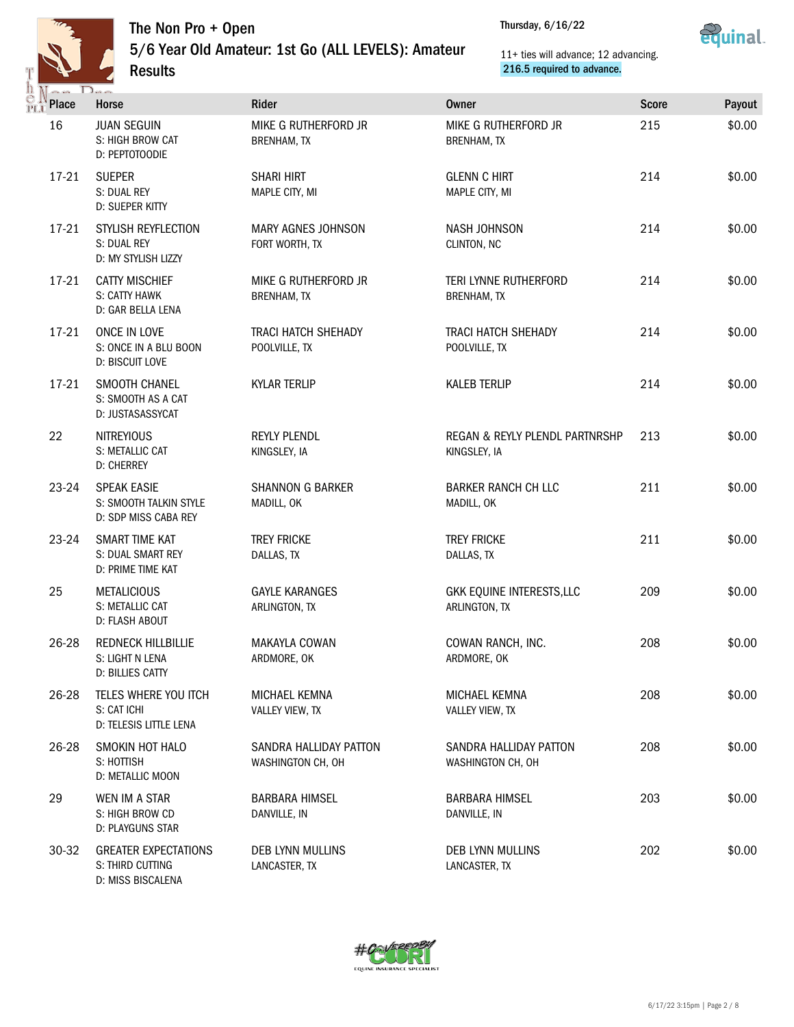# The Non Pro + Open

## 5/6 Year Old Amateur: 1st Go (ALL LEVELS): Amateur

## Results

Thursday, 6/16/22

11+ ties will advance; 12 advancing.
216.5 required to advance.

| Place | Horse | Rider | Owner | Score | Payout |
|---|---|---|---|---|---|
| 16 | JUAN SEGUIN<br>S: HIGH BROW CAT<br>D: PEPTOTOODIE | MIKE G RUTHERFORD JR<br>BRENHAM, TX | MIKE G RUTHERFORD JR<br>BRENHAM, TX | 215 | $0.00 |
| 17-21 | SUEPER<br>S: DUAL REY<br>D: SUEPER KITTY | SHARI HIRT<br>MAPLE CITY, MI | GLENN C HIRT<br>MAPLE CITY, MI | 214 | $0.00 |
| 17-21 | STYLISH REYFLECTION<br>S: DUAL REY<br>D: MY STYLISH LIZZY | MARY AGNES JOHNSON<br>FORT WORTH, TX | NASH JOHNSON<br>CLINTON, NC | 214 | $0.00 |
| 17-21 | CATTY MISCHIEF<br>S: CATTY HAWK<br>D: GAR BELLA LENA | MIKE G RUTHERFORD JR<br>BRENHAM, TX | TERI LYNNE RUTHERFORD<br>BRENHAM, TX | 214 | $0.00 |
| 17-21 | ONCE IN LOVE<br>S: ONCE IN A BLU BOON<br>D: BISCUIT LOVE | TRACI HATCH SHEHADY<br>POOLVILLE, TX | TRACI HATCH SHEHADY<br>POOLVILLE, TX | 214 | $0.00 |
| 17-21 | SMOOTH CHANEL<br>S: SMOOTH AS A CAT<br>D: JUSTASASSYCAT | KYLAR TERLIP | KALEB TERLIP | 214 | $0.00 |
| 22 | NITREYIOUS<br>S: METALLIC CAT<br>D: CHERREY | REYLY PLENDL<br>KINGSLEY, IA | REGAN & REYLY PLENDL PARTNRSHP<br>KINGSLEY, IA | 213 | $0.00 |
| 23-24 | SPEAK EASIE<br>S: SMOOTH TALKIN STYLE<br>D: SDP MISS CABA REY | SHANNON G BARKER<br>MADILL, OK | BARKER RANCH CH LLC<br>MADILL, OK | 211 | $0.00 |
| 23-24 | SMART TIME KAT<br>S: DUAL SMART REY<br>D: PRIME TIME KAT | TREY FRICKE<br>DALLAS, TX | TREY FRICKE<br>DALLAS, TX | 211 | $0.00 |
| 25 | METALICIOUS<br>S: METALLIC CAT<br>D: FLASH ABOUT | GAYLE KARANGES<br>ARLINGTON, TX | GKK EQUINE INTERESTS,LLC<br>ARLINGTON, TX | 209 | $0.00 |
| 26-28 | REDNECK HILLBILLIE<br>S: LIGHT N LENA<br>D: BILLIES CATTY | MAKAYLA COWAN<br>ARDMORE, OK | COWAN RANCH, INC.<br>ARDMORE, OK | 208 | $0.00 |
| 26-28 | TELES WHERE YOU ITCH<br>S: CAT ICHI<br>D: TELESIS LITTLE LENA | MICHAEL KEMNA<br>VALLEY VIEW, TX | MICHAEL KEMNA<br>VALLEY VIEW, TX | 208 | $0.00 |
| 26-28 | SMOKIN HOT HALO<br>S: HOTTISH<br>D: METALLIC MOON | SANDRA HALLIDAY PATTON<br>WASHINGTON CH, OH | SANDRA HALLIDAY PATTON<br>WASHINGTON CH, OH | 208 | $0.00 |
| 29 | WEN IM A STAR<br>S: HIGH BROW CD<br>D: PLAYGUNS STAR | BARBARA HIMSEL<br>DANVILLE, IN | BARBARA HIMSEL<br>DANVILLE, IN | 203 | $0.00 |
| 30-32 | GREATER EXPECTATIONS<br>S: THIRD CUTTING<br>D: MISS BISCALENA | DEB LYNN MULLINS<br>LANCASTER, TX | DEB LYNN MULLINS<br>LANCASTER, TX | 202 | $0.00 |

#CoveredByCoori
EQUINE INSURANCE SPECIALIST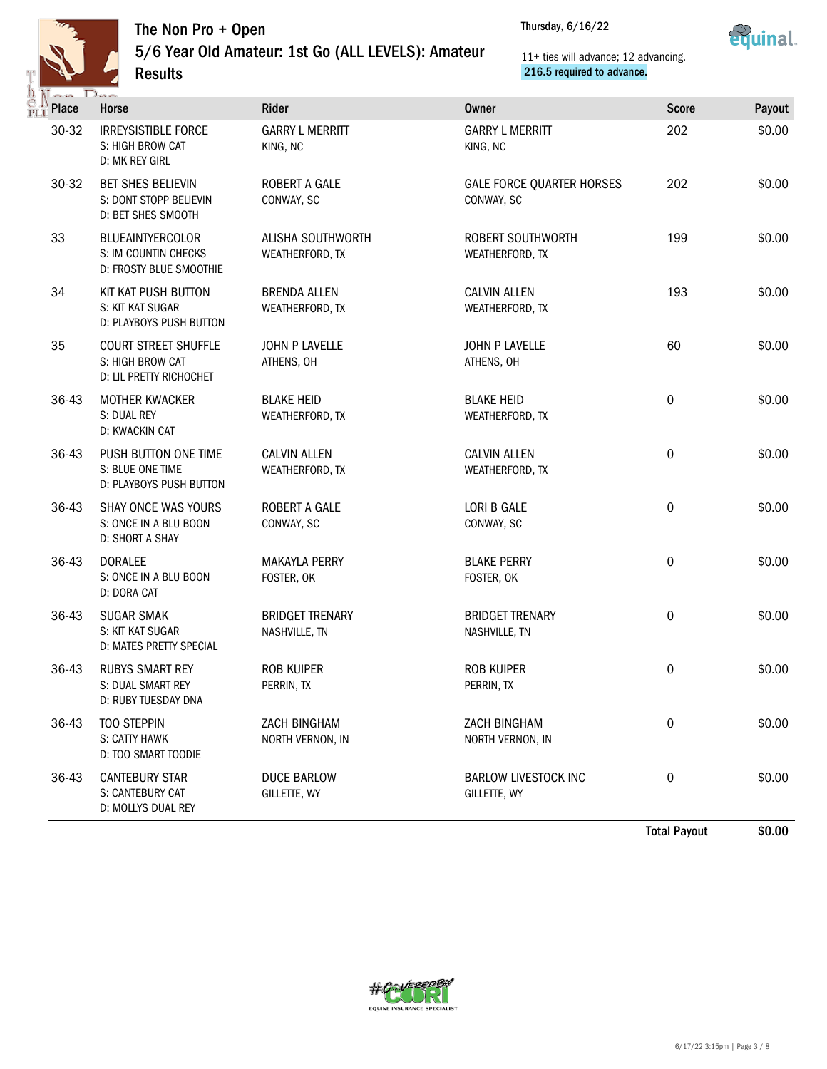# The Non Pro + Open

## 5/6 Year Old Amateur: 1st Go (ALL LEVELS): Amateur

## Results

Thursday, 6/16/22

11+ ties will advance; 12 advancing.
216.5 required to advance.

| Place | Horse | Rider | Owner | Score | Payout |
|---|---|---|---|---|---|
| 30-32 | IRREYSISTIBLE FORCE<br>S: HIGH BROW CAT<br>D: MK REY GIRL | GARRY L MERRITT<br>KING, NC | GARRY L MERRITT<br>KING, NC | 202 | $0.00 |
| 30-32 | BET SHES BELIEVIN<br>S: DONT STOPP BELIEVIN<br>D: BET SHES SMOOTH | ROBERT A GALE<br>CONWAY, SC | GALE FORCE QUARTER HORSES<br>CONWAY, SC | 202 | $0.00 |
| 33 | BLUEAINTYERCOLOR<br>S: IM COUNTIN CHECKS<br>D: FROSTY BLUE SMOOTHIE | ALISHA SOUTHWORTH<br>WEATHERFORD, TX | ROBERT SOUTHWORTH<br>WEATHERFORD, TX | 199 | $0.00 |
| 34 | KIT KAT PUSH BUTTON<br>S: KIT KAT SUGAR<br>D: PLAYBOYS PUSH BUTTON | BRENDA ALLEN<br>WEATHERFORD, TX | CALVIN ALLEN<br>WEATHERFORD, TX | 193 | $0.00 |
| 35 | COURT STREET SHUFFLE<br>S: HIGH BROW CAT<br>D: LIL PRETTY RICHOCHET | JOHN P LAVELLE<br>ATHENS, OH | JOHN P LAVELLE<br>ATHENS, OH | 60 | $0.00 |
| 36-43 | MOTHER KWACKER<br>S: DUAL REY<br>D: KWACKIN CAT | BLAKE HEID<br>WEATHERFORD, TX | BLAKE HEID<br>WEATHERFORD, TX | 0 | $0.00 |
| 36-43 | PUSH BUTTON ONE TIME<br>S: BLUE ONE TIME<br>D: PLAYBOYS PUSH BUTTON | CALVIN ALLEN<br>WEATHERFORD, TX | CALVIN ALLEN<br>WEATHERFORD, TX | 0 | $0.00 |
| 36-43 | SHAY ONCE WAS YOURS<br>S: ONCE IN A BLU BOON<br>D: SHORT A SHAY | ROBERT A GALE<br>CONWAY, SC | LORI B GALE<br>CONWAY, SC | 0 | $0.00 |
| 36-43 | DORALEE<br>S: ONCE IN A BLU BOON<br>D: DORA CAT | MAKAYLA PERRY<br>FOSTER, OK | BLAKE PERRY<br>FOSTER, OK | 0 | $0.00 |
| 36-43 | SUGAR SMAK<br>S: KIT KAT SUGAR<br>D: MATES PRETTY SPECIAL | BRIDGET TRENARY<br>NASHVILLE, TN | BRIDGET TRENARY<br>NASHVILLE, TN | 0 | $0.00 |
| 36-43 | RUBYS SMART REY<br>S: DUAL SMART REY<br>D: RUBY TUESDAY DNA | ROB KUIPER<br>PERRIN, TX | ROB KUIPER<br>PERRIN, TX | 0 | $0.00 |
| 36-43 | TOO STEPPIN<br>S: CATTY HAWK<br>D: TOO SMART TOODIE | ZACH BINGHAM<br>NORTH VERNON, IN | ZACH BINGHAM<br>NORTH VERNON, IN | 0 | $0.00 |
| 36-43 | CANTEBURY STAR<br>S: CANTEBURY CAT<br>D: MOLLYS DUAL REY | DUCE BARLOW<br>GILLETTE, WY | BARLOW LIVESTOCK INC<br>GILLETTE, WY | 0 | $0.00 |

**Total Payout** **$0.00**

#COVEREDBY CORI
EQUINE INSURANCE SPECIALIST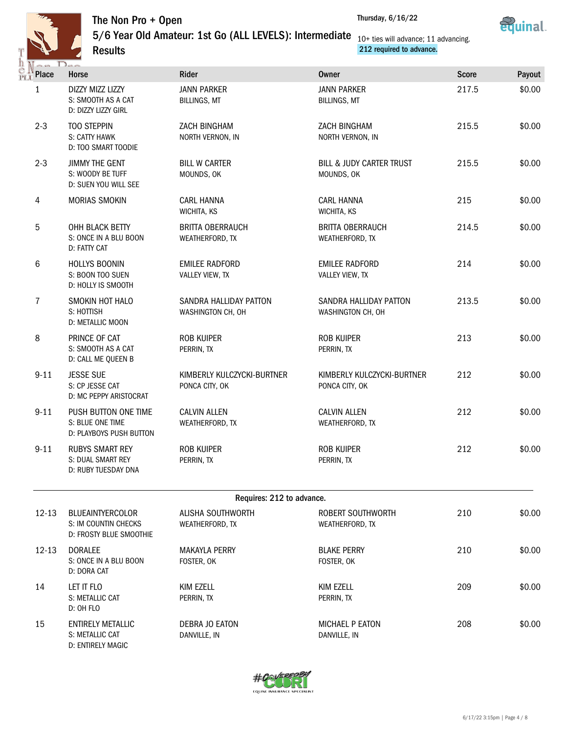# The Non Pro + Open

## 5/6 Year Old Amateur: 1st Go (ALL LEVELS): Intermediate

## Results

Thursday, 6/16/22

10+ ties will advance; 11 advancing.
212 required to advance.

| Place | Horse | Rider | Owner | Score | Payout |
|---|---|---|---|---|---|
| 1 | DIZZY MIZZ LIZZY<br>S: SMOOTH AS A CAT<br>D: DIZZY LIZZY GIRL | JANN PARKER<br>BILLINGS, MT | JANN PARKER<br>BILLINGS, MT | 217.5 | $0.00 |
| 2-3 | TOO STEPPIN<br>S: CATTY HAWK<br>D: TOO SMART TOODIE | ZACH BINGHAM<br>NORTH VERNON, IN | ZACH BINGHAM<br>NORTH VERNON, IN | 215.5 | $0.00 |
| 2-3 | JIMMY THE GENT<br>S: WOODY BE TUFF<br>D: SUEN YOU WILL SEE | BILL W CARTER<br>MOUNDS, OK | BILL & JUDY CARTER TRUST<br>MOUNDS, OK | 215.5 | $0.00 |
| 4 | MORIAS SMOKIN | CARL HANNA<br>WICHITA, KS | CARL HANNA<br>WICHITA, KS | 215 | $0.00 |
| 5 | OHH BLACK BETTY<br>S: ONCE IN A BLU BOON<br>D: FATTY CAT | BRITTA OBERRAUCH<br>WEATHERFORD, TX | BRITTA OBERRAUCH<br>WEATHERFORD, TX | 214.5 | $0.00 |
| 6 | HOLLYS BOONIN<br>S: BOON TOO SUEN<br>D: HOLLY IS SMOOTH | EMILEE RADFORD<br>VALLEY VIEW, TX | EMILEE RADFORD<br>VALLEY VIEW, TX | 214 | $0.00 |
| 7 | SMOKIN HOT HALO<br>S: HOTTISH<br>D: METALLIC MOON | SANDRA HALLIDAY PATTON<br>WASHINGTON CH, OH | SANDRA HALLIDAY PATTON<br>WASHINGTON CH, OH | 213.5 | $0.00 |
| 8 | PRINCE OF CAT<br>S: SMOOTH AS A CAT<br>D: CALL ME QUEEN B | ROB KUIPER<br>PERRIN, TX | ROB KUIPER<br>PERRIN, TX | 213 | $0.00 |
| 9-11 | JESSE SUE<br>S: CP JESSE CAT<br>D: MC PEPPY ARISTOCRAT | KIMBERLY KULCZYCKI-BURTNER<br>PONCA CITY, OK | KIMBERLY KULCZYCKI-BURTNER<br>PONCA CITY, OK | 212 | $0.00 |
| 9-11 | PUSH BUTTON ONE TIME<br>S: BLUE ONE TIME<br>D: PLAYBOYS PUSH BUTTON | CALVIN ALLEN<br>WEATHERFORD, TX | CALVIN ALLEN<br>WEATHERFORD, TX | 212 | $0.00 |
| 9-11 | RUBYS SMART REY<br>S: DUAL SMART REY<br>D: RUBY TUESDAY DNA | ROB KUIPER<br>PERRIN, TX | ROB KUIPER<br>PERRIN, TX | 212 | $0.00 |
| | | | **Requires: 212 to advance.** | | |
| 12-13 | BLUEAINTYERCOLOR<br>S: IM COUNTIN CHECKS<br>D: FROSTY BLUE SMOOTHIE | ALISHA SOUTHWORTH<br>WEATHERFORD, TX | ROBERT SOUTHWORTH<br>WEATHERFORD, TX | 210 | $0.00 |
| 12-13 | DORALEE<br>S: ONCE IN A BLU BOON<br>D: DORA CAT | MAKAYLA PERRY<br>FOSTER, OK | BLAKE PERRY<br>FOSTER, OK | 210 | $0.00 |
| 14 | LET IT FLO<br>S: METALLIC CAT<br>D: OH FLO | KIM EZELL<br>PERRIN, TX | KIM EZELL<br>PERRIN, TX | 209 | $0.00 |
| 15 | ENTIRELY METALLIC<br>S: METALLIC CAT<br>D: ENTIRELY MAGIC | DEBRA JO EATON<br>DANVILLE, IN | MICHAEL P EATON<br>DANVILLE, IN | 208 | $0.00 |

#CoveredByCORI
EQUINE INSURANCE SPECIALIST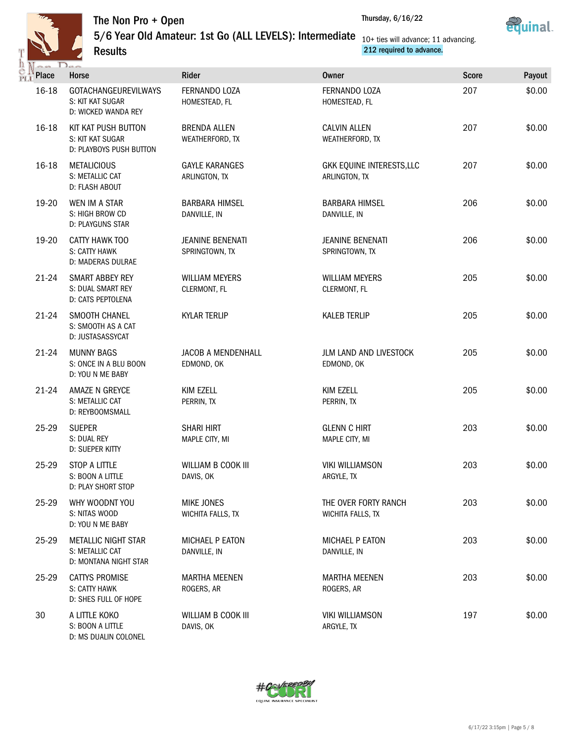# The Non Pro + Open

## 5/6 Year Old Amateur: 1st Go (ALL LEVELS): Intermediate

## Results

Thursday, 6/16/22

10+ ties will advance; 11 advancing.

**212 required to advance.**

| Place | Horse | Rider | Owner | Score | Payout |
|---|---|---|---|---|---|
| 16-18 | GOTACHANGEUREVILWAYS<br>S: KIT KAT SUGAR<br>D: WICKED WANDA REY | FERNANDO LOZA<br>HOMESTEAD, FL | FERNANDO LOZA<br>HOMESTEAD, FL | 207 | $0.00 |
| 16-18 | KIT KAT PUSH BUTTON<br>S: KIT KAT SUGAR<br>D: PLAYBOYS PUSH BUTTON | BRENDA ALLEN<br>WEATHERFORD, TX | CALVIN ALLEN<br>WEATHERFORD, TX | 207 | $0.00 |
| 16-18 | METALICIOUS<br>S: METALLIC CAT<br>D: FLASH ABOUT | GAYLE KARANGES<br>ARLINGTON, TX | GKK EQUINE INTERESTS,LLC<br>ARLINGTON, TX | 207 | $0.00 |
| 19-20 | WEN IM A STAR<br>S: HIGH BROW CD<br>D: PLAYGUNS STAR | BARBARA HIMSEL<br>DANVILLE, IN | BARBARA HIMSEL<br>DANVILLE, IN | 206 | $0.00 |
| 19-20 | CATTY HAWK TOO<br>S: CATTY HAWK<br>D: MADERAS DULRAE | JEANINE BENENATI<br>SPRINGTOWN, TX | JEANINE BENENATI<br>SPRINGTOWN, TX | 206 | $0.00 |
| 21-24 | SMART ABBEY REY<br>S: DUAL SMART REY<br>D: CATS PEPTOLENA | WILLIAM MEYERS<br>CLERMONT, FL | WILLIAM MEYERS<br>CLERMONT, FL | 205 | $0.00 |
| 21-24 | SMOOTH CHANEL<br>S: SMOOTH AS A CAT<br>D: JUSTASASSYCAT | KYLAR TERLIP | KALEB TERLIP | 205 | $0.00 |
| 21-24 | MUNNY BAGS<br>S: ONCE IN A BLU BOON<br>D: YOU N ME BABY | JACOB A MENDENHALL<br>EDMOND, OK | JLM LAND AND LIVESTOCK<br>EDMOND, OK | 205 | $0.00 |
| 21-24 | AMAZE N GREYCE<br>S: METALLIC CAT<br>D: REYBOOMSMALL | KIM EZELL<br>PERRIN, TX | KIM EZELL<br>PERRIN, TX | 205 | $0.00 |
| 25-29 | SUEPER<br>S: DUAL REY<br>D: SUEPER KITTY | SHARI HIRT<br>MAPLE CITY, MI | GLENN C HIRT<br>MAPLE CITY, MI | 203 | $0.00 |
| 25-29 | STOP A LITTLE<br>S: BOON A LITTLE<br>D: PLAY SHORT STOP | WILLIAM B COOK III<br>DAVIS, OK | VIKI WILLIAMSON<br>ARGYLE, TX | 203 | $0.00 |
| 25-29 | WHY WOODNT YOU<br>S: NITAS WOOD<br>D: YOU N ME BABY | MIKE JONES<br>WICHITA FALLS, TX | THE OVER FORTY RANCH<br>WICHITA FALLS, TX | 203 | $0.00 |
| 25-29 | METALLIC NIGHT STAR<br>S: METALLIC CAT<br>D: MONTANA NIGHT STAR | MICHAEL P EATON<br>DANVILLE, IN | MICHAEL P EATON<br>DANVILLE, IN | 203 | $0.00 |
| 25-29 | CATTYS PROMISE<br>S: CATTY HAWK<br>D: SHES FULL OF HOPE | MARTHA MEENEN<br>ROGERS, AR | MARTHA MEENEN<br>ROGERS, AR | 203 | $0.00 |
| 30 | A LITTLE KOKO<br>S: BOON A LITTLE<br>D: MS DUALIN COLONEL | WILLIAM B COOK III<br>DAVIS, OK | VIKI WILLIAMSON<br>ARGYLE, TX | 197 | $0.00 |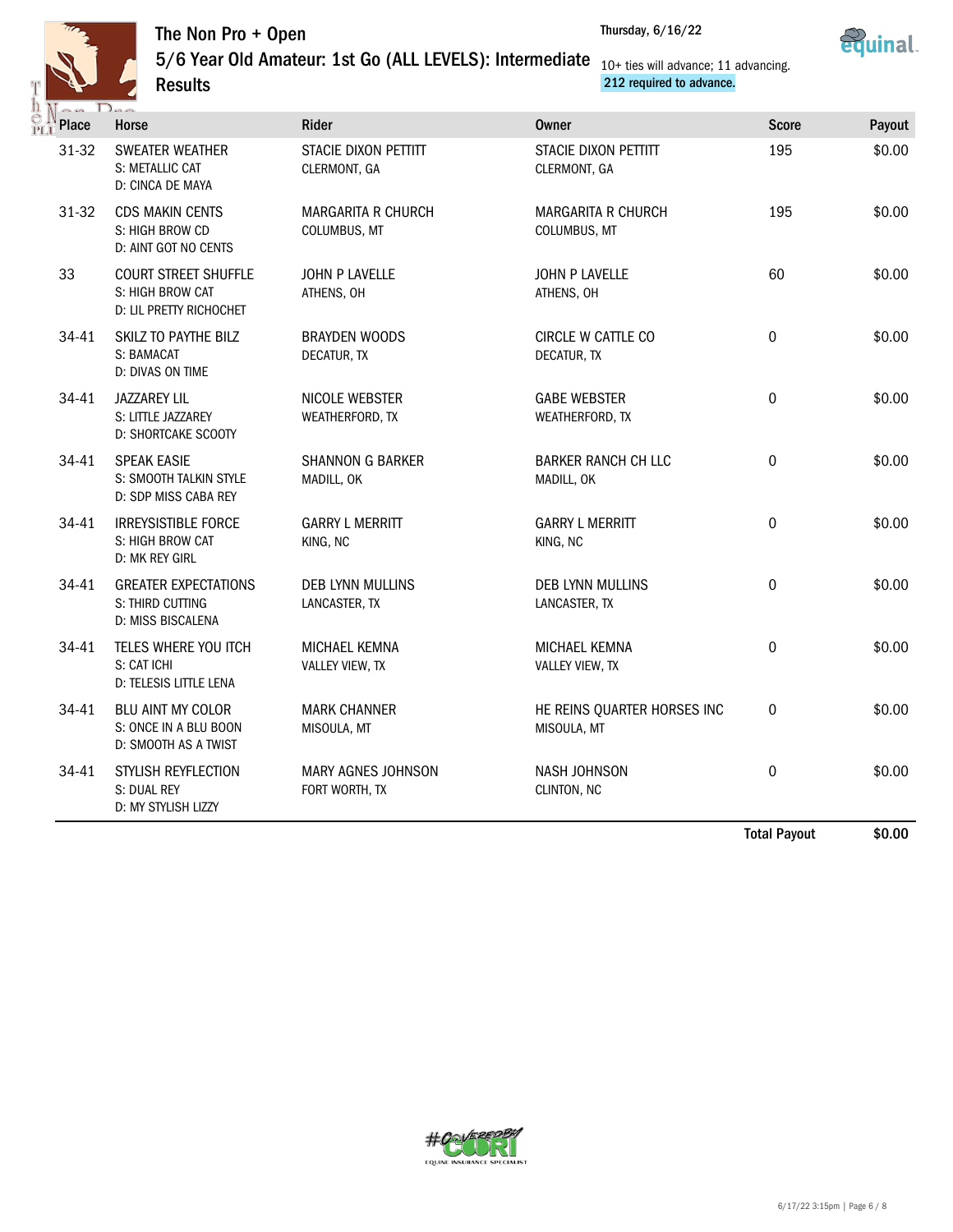# The Non Pro + Open

## 5/6 Year Old Amateur: 1st Go (ALL LEVELS): Intermediate

## Results

Thursday, 6/16/22

10+ ties will advance; 11 advancing.
212 required to advance.

| Place | Horse | Rider | Owner | Score | Payout |
|---|---|---|---|---|---|
| 31-32 | SWEATER WEATHER<br>S: METALLIC CAT<br>D: CINCA DE MAYA | STACIE DIXON PETTITT<br>CLERMONT, GA | STACIE DIXON PETTITT<br>CLERMONT, GA | 195 | $0.00 |
| 31-32 | CDS MAKIN CENTS<br>S: HIGH BROW CD<br>D: AINT GOT NO CENTS | MARGARITA R CHURCH<br>COLUMBUS, MT | MARGARITA R CHURCH<br>COLUMBUS, MT | 195 | $0.00 |
| 33 | COURT STREET SHUFFLE<br>S: HIGH BROW CAT<br>D: LIL PRETTY RICHOCHET | JOHN P LAVELLE<br>ATHENS, OH | JOHN P LAVELLE<br>ATHENS, OH | 60 | $0.00 |
| 34-41 | SKILZ TO PAYTHE BILZ<br>S: BAMACAT<br>D: DIVAS ON TIME | BRAYDEN WOODS<br>DECATUR, TX | CIRCLE W CATTLE CO<br>DECATUR, TX | 0 | $0.00 |
| 34-41 | JAZZAREY LIL<br>S: LITTLE JAZZAREY<br>D: SHORTCAKE SCOOTY | NICOLE WEBSTER<br>WEATHERFORD, TX | GABE WEBSTER<br>WEATHERFORD, TX | 0 | $0.00 |
| 34-41 | SPEAK EASIE<br>S: SMOOTH TALKIN STYLE<br>D: SDP MISS CABA REY | SHANNON G BARKER<br>MADILL, OK | BARKER RANCH CH LLC<br>MADILL, OK | 0 | $0.00 |
| 34-41 | IRREYSISTIBLE FORCE<br>S: HIGH BROW CAT<br>D: MK REY GIRL | GARRY L MERRITT<br>KING, NC | GARRY L MERRITT<br>KING, NC | 0 | $0.00 |
| 34-41 | GREATER EXPECTATIONS<br>S: THIRD CUTTING<br>D: MISS BISCALENA | DEB LYNN MULLINS<br>LANCASTER, TX | DEB LYNN MULLINS<br>LANCASTER, TX | 0 | $0.00 |
| 34-41 | TELES WHERE YOU ITCH<br>S: CAT ICHI<br>D: TELESIS LITTLE LENA | MICHAEL KEMNA<br>VALLEY VIEW, TX | MICHAEL KEMNA<br>VALLEY VIEW, TX | 0 | $0.00 |
| 34-41 | BLU AINT MY COLOR<br>S: ONCE IN A BLU BOON<br>D: SMOOTH AS A TWIST | MARK CHANNER<br>MISOULA, MT | HE REINS QUARTER HORSES INC<br>MISOULA, MT | 0 | $0.00 |
| 34-41 | STYLISH REYFLECTION<br>S: DUAL REY<br>D: MY STYLISH LIZZY | MARY AGNES JOHNSON<br>FORT WORTH, TX | NASH JOHNSON<br>CLINTON, NC | 0 | $0.00 |
| | | | | **Total Payout** | **$0.00** |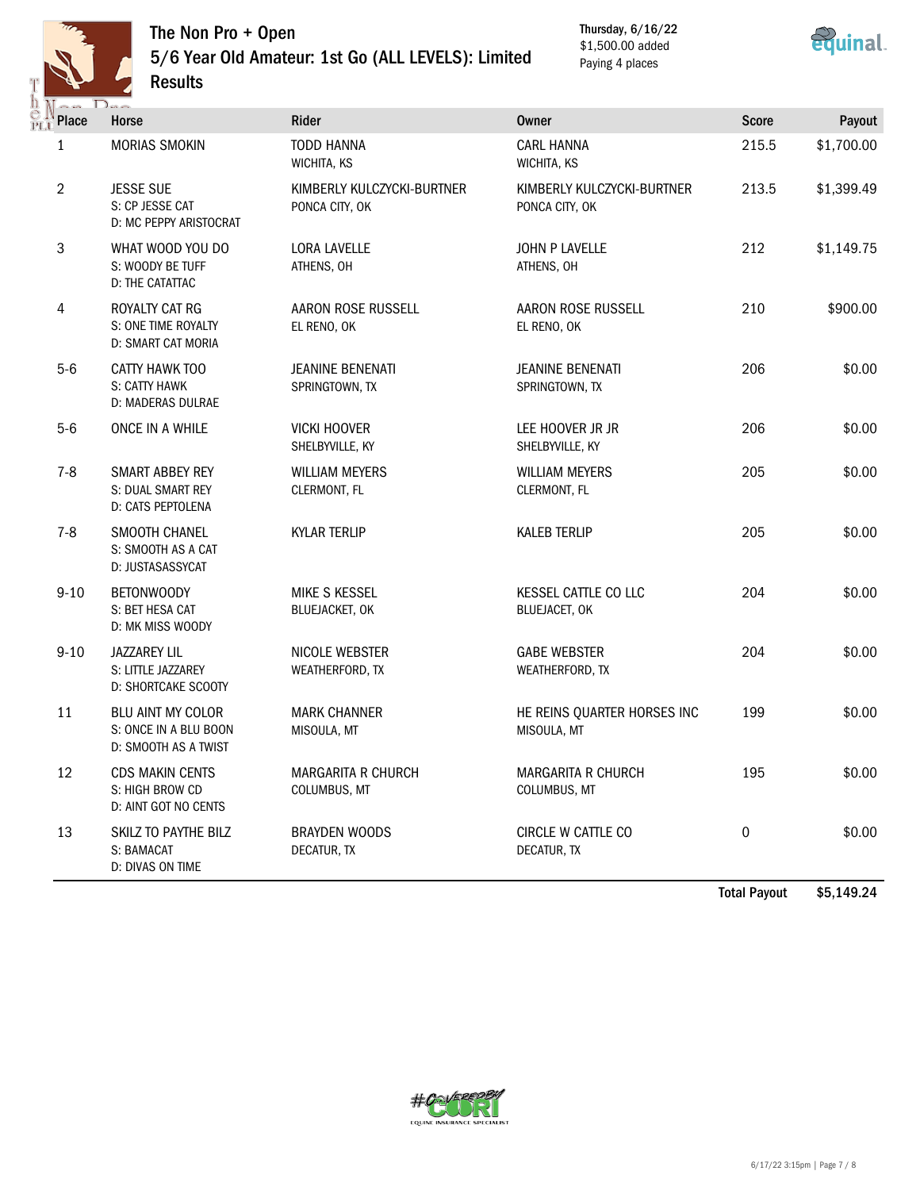# The Non Pro + Open
## 5/6 Year Old Amateur: 1st Go (ALL LEVELS): Limited
## Results

Thursday, 6/16/22
$1,500.00 added
Paying 4 places

| Place | Horse | Rider | Owner | Score | Payout |
|---|---|---|---|---|---|
| 1 | MORIAS SMOKIN | TODD HANNA<br>WICHITA, KS | CARL HANNA<br>WICHITA, KS | 215.5 | $1,700.00 |
| 2 | JESSE SUE<br>S: CP JESSE CAT<br>D: MC PEPPY ARISTOCRAT | KIMBERLY KULCZYCKI-BURTNER<br>PONCA CITY, OK | KIMBERLY KULCZYCKI-BURTNER<br>PONCA CITY, OK | 213.5 | $1,399.49 |
| 3 | WHAT WOOD YOU DO<br>S: WOODY BE TUFF<br>D: THE CATATTAC | LORA LAVELLE<br>ATHENS, OH | JOHN P LAVELLE<br>ATHENS, OH | 212 | $1,149.75 |
| 4 | ROYALTY CAT RG<br>S: ONE TIME ROYALTY<br>D: SMART CAT MORIA | AARON ROSE RUSSELL<br>EL RENO, OK | AARON ROSE RUSSELL<br>EL RENO, OK | 210 | $900.00 |
| 5-6 | CATTY HAWK TOO<br>S: CATTY HAWK<br>D: MADERAS DULRAE | JEANINE BENENATI<br>SPRINGTOWN, TX | JEANINE BENENATI<br>SPRINGTOWN, TX | 206 | $0.00 |
| 5-6 | ONCE IN A WHILE | VICKI HOOVER<br>SHELBYVILLE, KY | LEE HOOVER JR JR<br>SHELBYVILLE, KY | 206 | $0.00 |
| 7-8 | SMART ABBEY REY<br>S: DUAL SMART REY<br>D: CATS PEPTOLENA | WILLIAM MEYERS<br>CLERMONT, FL | WILLIAM MEYERS<br>CLERMONT, FL | 205 | $0.00 |
| 7-8 | SMOOTH CHANEL<br>S: SMOOTH AS A CAT<br>D: JUSTASASSYCAT | KYLAR TERLIP | KALEB TERLIP | 205 | $0.00 |
| 9-10 | BETONWOODY<br>S: BET HESA CAT<br>D: MK MISS WOODY | MIKE S KESSEL<br>BLUEJACKET, OK | KESSEL CATTLE CO LLC<br>BLUEJACET, OK | 204 | $0.00 |
| 9-10 | JAZZAREY LIL<br>S: LITTLE JAZZAREY<br>D: SHORTCAKE SCOOTY | NICOLE WEBSTER<br>WEATHERFORD, TX | GABE WEBSTER<br>WEATHERFORD, TX | 204 | $0.00 |
| 11 | BLU AINT MY COLOR<br>S: ONCE IN A BLU BOON<br>D: SMOOTH AS A TWIST | MARK CHANNER<br>MISOULA, MT | HE REINS QUARTER HORSES INC<br>MISOULA, MT | 199 | $0.00 |
| 12 | CDS MAKIN CENTS<br>S: HIGH BROW CD<br>D: AINT GOT NO CENTS | MARGARITA R CHURCH<br>COLUMBUS, MT | MARGARITA R CHURCH<br>COLUMBUS, MT | 195 | $0.00 |
| 13 | SKILZ TO PAYTHE BILZ<br>S: BAMACAT<br>D: DIVAS ON TIME | BRAYDEN WOODS<br>DECATUR, TX | CIRCLE W CATTLE CO<br>DECATUR, TX | 0 | $0.00 |
| | | | | **Total Payout** | **$5,149.24** |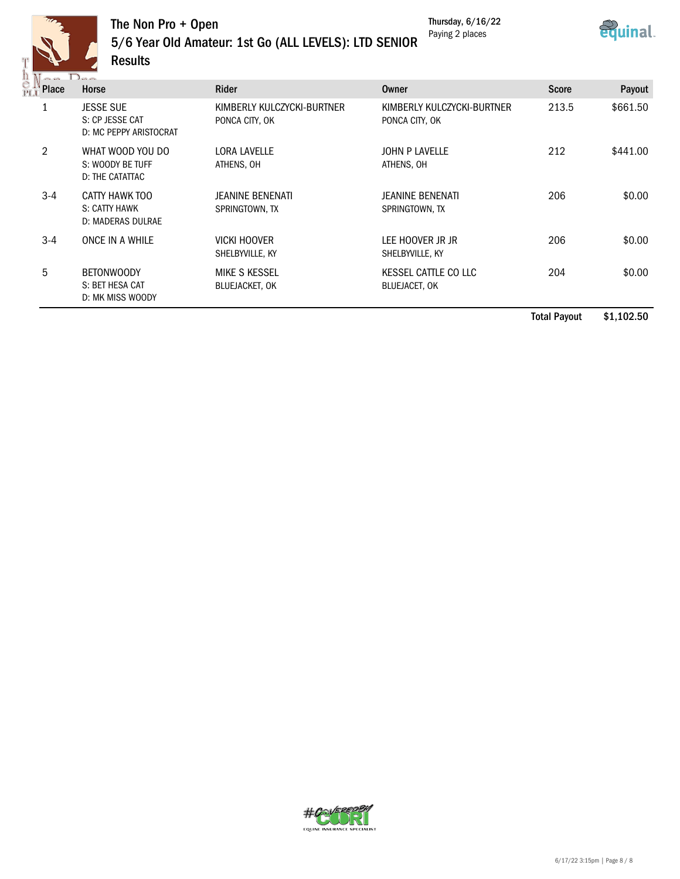# The Non Pro + Open

## 5/6 Year Old Amateur: 1st Go (ALL LEVELS): LTD SENIOR

## Results

Thursday, 6/16/22
Paying 2 places

| Place | Horse | Rider | Owner | Score | Payout |
|---|---|---|---|---|---|
| 1 | JESSE SUE<br>S: CP JESSE CAT<br>D: MC PEPPY ARISTOCRAT | KIMBERLY KULCZYCKI-BURTNER<br>PONCA CITY, OK | KIMBERLY KULCZYCKI-BURTNER<br>PONCA CITY, OK | 213.5 | $661.50 |
| 2 | WHAT WOOD YOU DO<br>S: WOODY BE TUFF<br>D: THE CATATTAC | LORA LAVELLE<br>ATHENS, OH | JOHN P LAVELLE<br>ATHENS, OH | 212 | $441.00 |
| 3-4 | CATTY HAWK TOO<br>S: CATTY HAWK<br>D: MADERAS DULRAE | JEANINE BENENATI<br>SPRINGTOWN, TX | JEANINE BENENATI<br>SPRINGTOWN, TX | 206 | $0.00 |
| 3-4 | ONCE IN A WHILE | VICKI HOOVER<br>SHELBYVILLE, KY | LEE HOOVER JR JR<br>SHELBYVILLE, KY | 206 | $0.00 |
| 5 | BETONWOODY<br>S: BET HESA CAT<br>D: MK MISS WOODY | MIKE S KESSEL<br>BLUEJACKET, OK | KESSEL CATTLE CO LLC<br>BLUEJACET, OK | 204 | $0.00 |
| | | | | **Total Payout** | **$1,102.50** |

#CoveredByCORI
EQUINE INSURANCE SPECIALIST